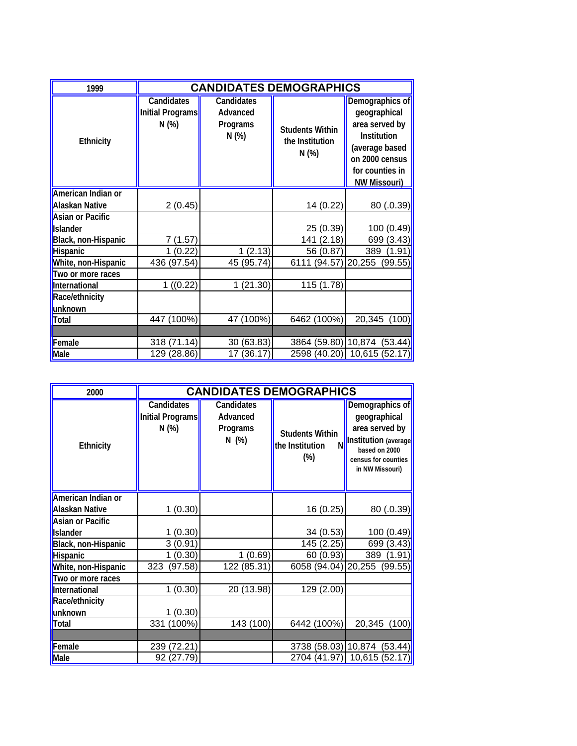| 1999 | CANDIDATES DEMOGRAPHICS | | | |
|---|---|---|---|---|
| Ethnicity | Candidates Initial Programs N (%) | Candidates Advanced Programs N (%) | Students Within the Institution N (%) | Demographics of geographical area served by Institution (average based on 2000 census for counties in NW Missouri) |
| American Indian or Alaskan Native | 2 (0.45) | | 14 (0.22) | 80 (.0.39) |
| Asian or Pacific Islander | | | 25 (0.39) | 100 (0.49) |
| Black, non-Hispanic | 7 (1.57) | | 141 (2.18) | 699 (3.43) |
| Hispanic | 1 (0.22) | 1 (2.13) | 56 (0.87) | 389 (1.91) |
| White, non-Hispanic | 436 (97.54) | 45 (95.74) | 6111 (94.57) | 20,255 (99.55) |
| Two or more races | | | | |
| International | 1 ((0.22) | 1 (21.30) | 115 (1.78) | |
| Race/ethnicity unknown | | | | |
| Total | 447 (100%) | 47 (100%) | 6462 (100%) | 20,345 (100) |
| | | | | |
| Female | 318 (71.14) | 30 (63.83) | 3864 (59.80) | 10,874 (53.44) |
| Male | 129 (28.86) | 17 (36.17) | 2598 (40.20) | 10,615 (52.17) |

| 2000 | CANDIDATES DEMOGRAPHICS | | | |
|---|---|---|---|---|
| Ethnicity | Candidates Initial Programs N (%) | Candidates Advanced Programs N (%) | Students Within the Institution N (%) | Demographics of geographical area served by Institution (average based on 2000 census for counties in NW Missouri) |
| American Indian or Alaskan Native | 1 (0.30) | | 16 (0.25) | 80 (.0.39) |
| Asian or Pacific Islander | 1 (0.30) | | 34 (0.53) | 100 (0.49) |
| Black, non-Hispanic | 3 (0.91) | | 145 (2.25) | 699 (3.43) |
| Hispanic | 1 (0.30) | 1 (0.69) | 60 (0.93) | 389 (1.91) |
| White, non-Hispanic | 323 (97.58) | 122 (85.31) | 6058 (94.04) | 20,255 (99.55) |
| Two or more races | | | | |
| International | 1 (0.30) | 20 (13.98) | 129 (2.00) | |
| Race/ethnicity unknown | 1 (0.30) | | | |
| Total | 331 (100%) | 143 (100) | 6442 (100%) | 20,345 (100) |
| | | | | |
| Female | 239 (72.21) | | 3738 (58.03) | 10,874 (53.44) |
| Male | 92 (27.79) | | 2704 (41.97) | 10,615 (52.17) |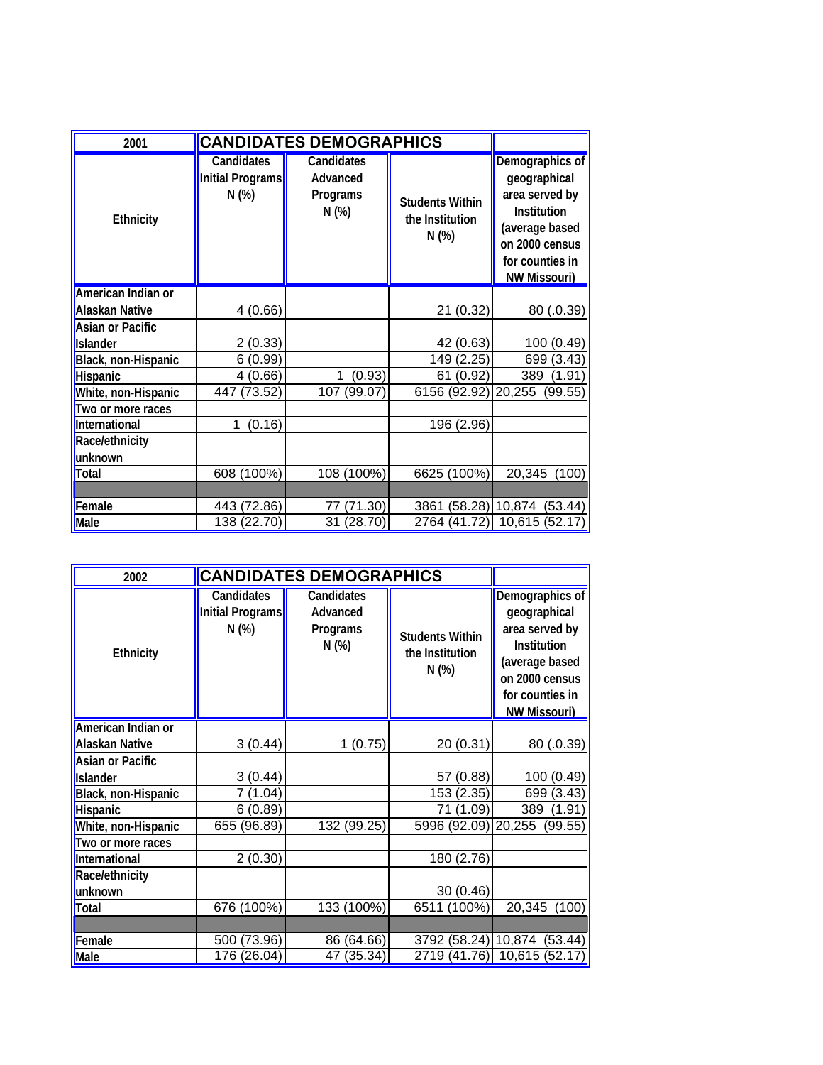| 2001 | CANDIDATES DEMOGRAPHICS | | | |
|---|---|---|---|---|
| Ethnicity | Candidates Initial Programs N (%) | Candidates Advanced Programs N (%) | Students Within the Institution N (%) | Demographics of geographical area served by Institution (average based on 2000 census for counties in NW Missouri) |
| American Indian or Alaskan Native | 4 (0.66) | | 21 (0.32) | 80 (.0.39) |
| Asian or Pacific Islander | 2 (0.33) | | 42 (0.63) | 100 (0.49) |
| Black, non-Hispanic | 6 (0.99) | | 149 (2.25) | 699 (3.43) |
| Hispanic | 4 (0.66) | 1 (0.93) | 61 (0.92) | 389 (1.91) |
| White, non-Hispanic | 447 (73.52) | 107 (99.07) | 6156 (92.92) | 20,255 (99.55) |
| Two or more races | | | | |
| International | 1 (0.16) | | 196 (2.96) | |
| Race/ethnicity unknown | | | | |
| Total | 608 (100%) | 108 (100%) | 6625 (100%) | 20,345 (100) |
| | | | | |
| Female | 443 (72.86) | 77 (71.30) | 3861 (58.28) | 10,874 (53.44) |
| Male | 138 (22.70) | 31 (28.70) | 2764 (41.72) | 10,615 (52.17) |

| 2002 | CANDIDATES DEMOGRAPHICS | | | |
|---|---|---|---|---|
| Ethnicity | Candidates Initial Programs N (%) | Candidates Advanced Programs N (%) | Students Within the Institution N (%) | Demographics of geographical area served by Institution (average based on 2000 census for counties in NW Missouri) |
| American Indian or Alaskan Native | 3 (0.44) | 1 (0.75) | 20 (0.31) | 80 (.0.39) |
| Asian or Pacific Islander | 3 (0.44) | | 57 (0.88) | 100 (0.49) |
| Black, non-Hispanic | 7 (1.04) | | 153 (2.35) | 699 (3.43) |
| Hispanic | 6 (0.89) | | 71 (1.09) | 389 (1.91) |
| White, non-Hispanic | 655 (96.89) | 132 (99.25) | 5996 (92.09) | 20,255 (99.55) |
| Two or more races | | | | |
| International | 2 (0.30) | | 180 (2.76) | |
| Race/ethnicity unknown | | | 30 (0.46) | |
| Total | 676 (100%) | 133 (100%) | 6511 (100%) | 20,345 (100) |
| | | | | |
| Female | 500 (73.96) | 86 (64.66) | 3792 (58.24) | 10,874 (53.44) |
| Male | 176 (26.04) | 47 (35.34) | 2719 (41.76) | 10,615 (52.17) |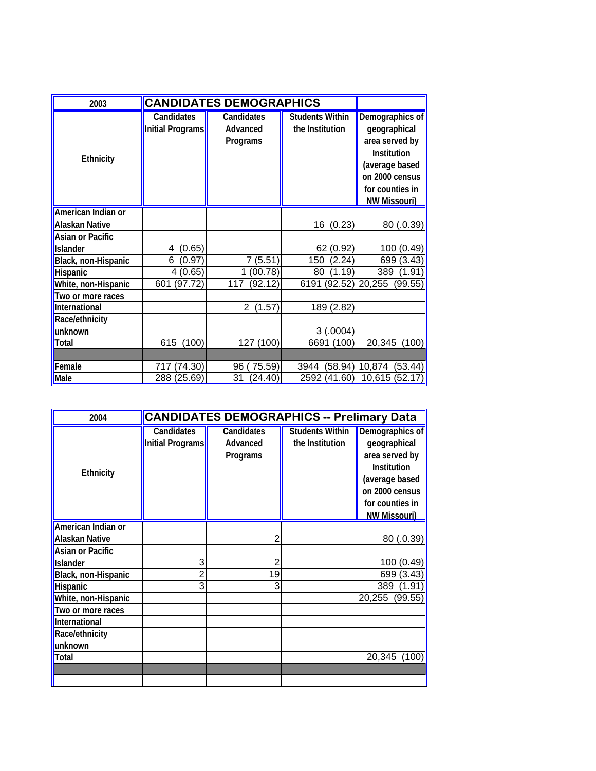| 2003 | CANDIDATES DEMOGRAPHICS | | | |
|---|---|---|---|---|
| Ethnicity | Candidates Initial Programs | Candidates Advanced Programs | Students Within the Institution | Demographics of geographical area served by Institution (average based on 2000 census for counties in NW Missouri) |
| American Indian or Alaskan Native | | | 16 (0.23) | 80 (.0.39) |
| Asian or Pacific Islander | 4 (0.65) | | 62 (0.92) | 100 (0.49) |
| Black, non-Hispanic | 6 (0.97) | 7 (5.51) | 150 (2.24) | 699 (3.43) |
| Hispanic | 4 (0.65) | 1 (00.78) | 80 (1.19) | 389 (1.91) |
| White, non-Hispanic | 601 (97.72) | 117 (92.12) | 6191 (92.52) | 20,255 (99.55) |
| Two or more races | | | | |
| International | | 2 (1.57) | 189 (2.82) | |
| Race/ethnicity unknown | | | 3 (.0004) | |
| Total | 615 (100) | 127 (100) | 6691 (100) | 20,345 (100) |
| | | | | |
| Female | 717 (74.30) | 96 ( 75.59) | 3944 (58.94) | 10,874 (53.44) |
| Male | 288 (25.69) | 31 (24.40) | 2592 (41.60) | 10,615 (52.17) |

| 2004 | CANDIDATES DEMOGRAPHICS -- Prelimary Data | | | |
|---|---|---|---|---|
| Ethnicity | Candidates Initial Programs | Candidates Advanced Programs | Students Within the Institution | Demographics of geographical area served by Institution (average based on 2000 census for counties in NW Missouri) |
| American Indian or Alaskan Native | | 2 | | 80 (.0.39) |
| Asian or Pacific Islander | 3 | 2 | | 100 (0.49) |
| Black, non-Hispanic | 2 | 19 | | 699 (3.43) |
| Hispanic | 3 | 3 | | 389 (1.91) |
| White, non-Hispanic | | | | 20,255 (99.55) |
| Two or more races | | | | |
| International | | | | |
| Race/ethnicity unknown | | | | |
| Total | | | | 20,345 (100) |
| | | | | |
| | | | | |